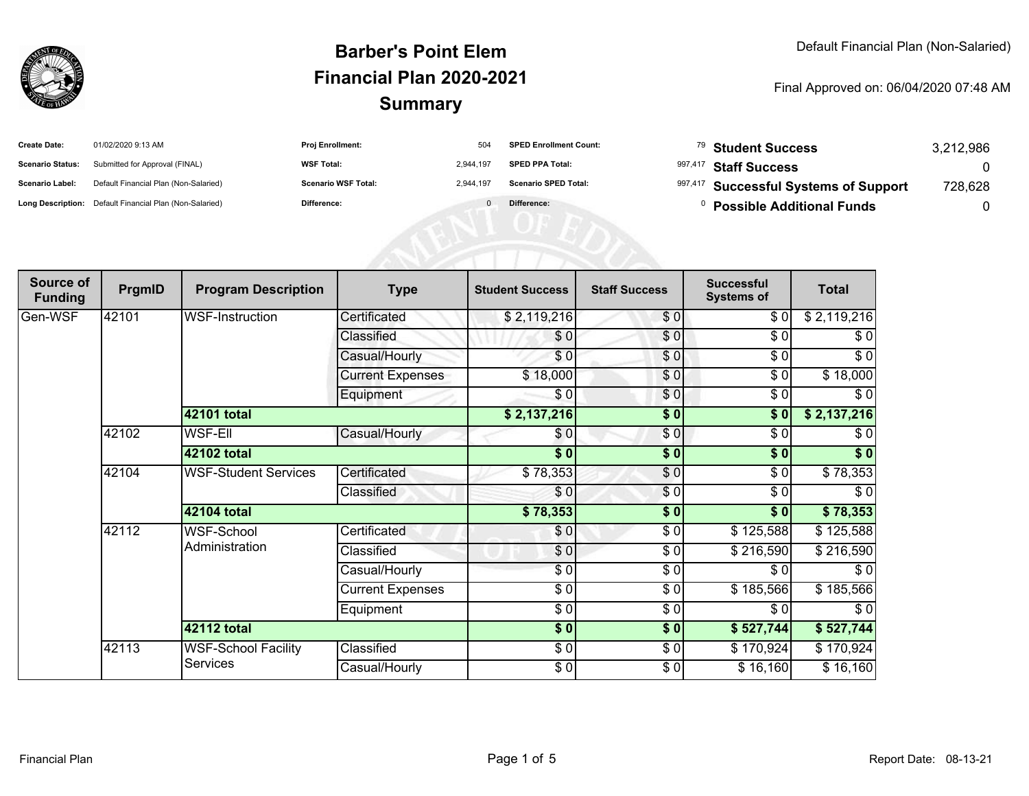# Barber's Point Elem
# Financial Plan 2020-2021
# Summary

Default Financial Plan (Non-Salaried)

Final Approved on: 06/04/2020 07:48 AM

| | | | | | | | |
|---|---|---|---|---|---|---|---|
| **Create Date:** | 01/02/2020 9:13 AM | **Proj Enrollment:** | 504 | **SPED Enrollment Count:** | 79 | **Student Success** | 3,212,986 |
| **Scenario Status:** | Submitted for Approval (FINAL) | **WSF Total:** | 2,944,197 | **SPED PPA Total:** | 997,417 | **Staff Success** | 0 |
| **Scenario Label:** | Default Financial Plan (Non-Salaried) | **Scenario WSF Total:** | 2,944,197 | **Scenario SPED Total:** | 997,417 | **Successful Systems of Support** | 728,628 |
| **Long Description:** | Default Financial Plan (Non-Salaried) | **Difference:** | 0 | **Difference:** | 0 | **Possible Additional Funds** | 0 |

| Source of Funding | PrgmID | Program Description | Type | Student Success | Staff Success | Successful Systems of | Total |
|---|---|---|---|---|---|---|---|
| Gen-WSF | 42101 | WSF-Instruction | Certificated | $ 2,119,216 | $ 0 | $ 0 | $ 2,119,216 |
| | | | Classified | $ 0 | $ 0 | $ 0 | $ 0 |
| | | | Casual/Hourly | $ 0 | $ 0 | $ 0 | $ 0 |
| | | | Current Expenses | $ 18,000 | $ 0 | $ 0 | $ 18,000 |
| | | | Equipment | $ 0 | $ 0 | $ 0 | $ 0 |
| | | **42101 total** | | **$ 2,137,216** | **$ 0** | **$ 0** | **$ 2,137,216** |
| | 42102 | WSF-Ell | Casual/Hourly | $ 0 | $ 0 | $ 0 | $ 0 |
| | | **42102 total** | | **$ 0** | **$ 0** | **$ 0** | **$ 0** |
| | 42104 | WSF-Student Services | Certificated | $ 78,353 | $ 0 | $ 0 | $ 78,353 |
| | | | Classified | $ 0 | $ 0 | $ 0 | $ 0 |
| | | **42104 total** | | **$ 78,353** | **$ 0** | **$ 0** | **$ 78,353** |
| | 42112 | WSF-School Administration | Certificated | $ 0 | $ 0 | $ 125,588 | $ 125,588 |
| | | | Classified | $ 0 | $ 0 | $ 216,590 | $ 216,590 |
| | | | Casual/Hourly | $ 0 | $ 0 | $ 0 | $ 0 |
| | | | Current Expenses | $ 0 | $ 0 | $ 185,566 | $ 185,566 |
| | | | Equipment | $ 0 | $ 0 | $ 0 | $ 0 |
| | | **42112 total** | | **$ 0** | **$ 0** | **$ 527,744** | **$ 527,744** |
| | 42113 | WSF-School Facility Services | Classified | $ 0 | $ 0 | $ 170,924 | $ 170,924 |
| | | | Casual/Hourly | $ 0 | $ 0 | $ 16,160 | $ 16,160 |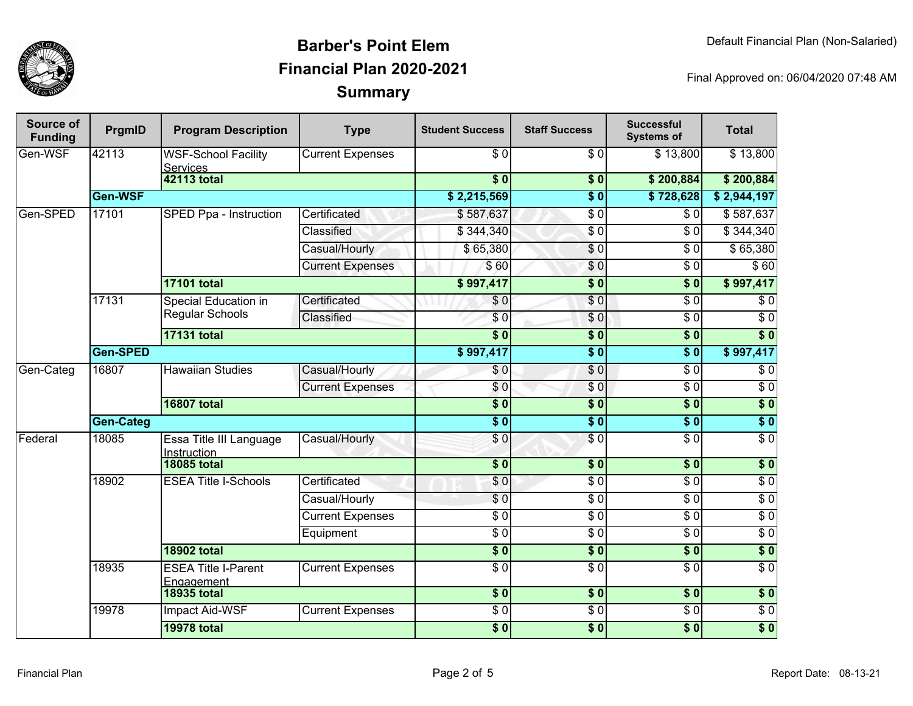# Barber's Point Elem
## Financial Plan 2020-2021
## Summary

Default Financial Plan (Non-Salaried)

Final Approved on: 06/04/2020 07:48 AM

| Source of Funding | PrgmID | Program Description | Type | Student Success | Staff Success | Successful Systems of | Total |
|---|---|---|---|---|---|---|---|
| Gen-WSF | 42113 | WSF-School Facility Services | Current Expenses | $ 0 | $ 0 | $ 13,800 | $ 13,800 |
| | | **42113 total** | | **$ 0** | **$ 0** | **$ 200,884** | **$ 200,884** |
| | **Gen-WSF** | | | **$ 2,215,569** | **$ 0** | **$ 728,628** | **$ 2,944,197** |
| Gen-SPED | 17101 | SPED Ppa - Instruction | Certificated | $ 587,637 | $ 0 | $ 0 | $ 587,637 |
| | | | Classified | $ 344,340 | $ 0 | $ 0 | $ 344,340 |
| | | | Casual/Hourly | $ 65,380 | $ 0 | $ 0 | $ 65,380 |
| | | | Current Expenses | $ 60 | $ 0 | $ 0 | $ 60 |
| | | **17101 total** | | **$ 997,417** | **$ 0** | **$ 0** | **$ 997,417** |
| | 17131 | Special Education in Regular Schools | Certificated | $ 0 | $ 0 | $ 0 | $ 0 |
| | | | Classified | $ 0 | $ 0 | $ 0 | $ 0 |
| | | **17131 total** | | **$ 0** | **$ 0** | **$ 0** | **$ 0** |
| | **Gen-SPED** | | | **$ 997,417** | **$ 0** | **$ 0** | **$ 997,417** |
| Gen-Categ | 16807 | Hawaiian Studies | Casual/Hourly | $ 0 | $ 0 | $ 0 | $ 0 |
| | | | Current Expenses | $ 0 | $ 0 | $ 0 | $ 0 |
| | | **16807 total** | | **$ 0** | **$ 0** | **$ 0** | **$ 0** |
| | **Gen-Categ** | | | **$ 0** | **$ 0** | **$ 0** | **$ 0** |
| Federal | 18085 | Essa Title III Language Instruction | Casual/Hourly | $ 0 | $ 0 | $ 0 | $ 0 |
| | | **18085 total** | | **$ 0** | **$ 0** | **$ 0** | **$ 0** |
| | 18902 | ESEA Title I-Schools | Certificated | $ 0 | $ 0 | $ 0 | $ 0 |
| | | | Casual/Hourly | $ 0 | $ 0 | $ 0 | $ 0 |
| | | | Current Expenses | $ 0 | $ 0 | $ 0 | $ 0 |
| | | | Equipment | $ 0 | $ 0 | $ 0 | $ 0 |
| | | **18902 total** | | **$ 0** | **$ 0** | **$ 0** | **$ 0** |
| | 18935 | ESEA Title I-Parent Engagement | Current Expenses | $ 0 | $ 0 | $ 0 | $ 0 |
| | | **18935 total** | | **$ 0** | **$ 0** | **$ 0** | **$ 0** |
| | 19978 | Impact Aid-WSF | Current Expenses | $ 0 | $ 0 | $ 0 | $ 0 |
| | | **19978 total** | | **$ 0** | **$ 0** | **$ 0** | **$ 0** |

Financial Plan

Report Date: 08-13-21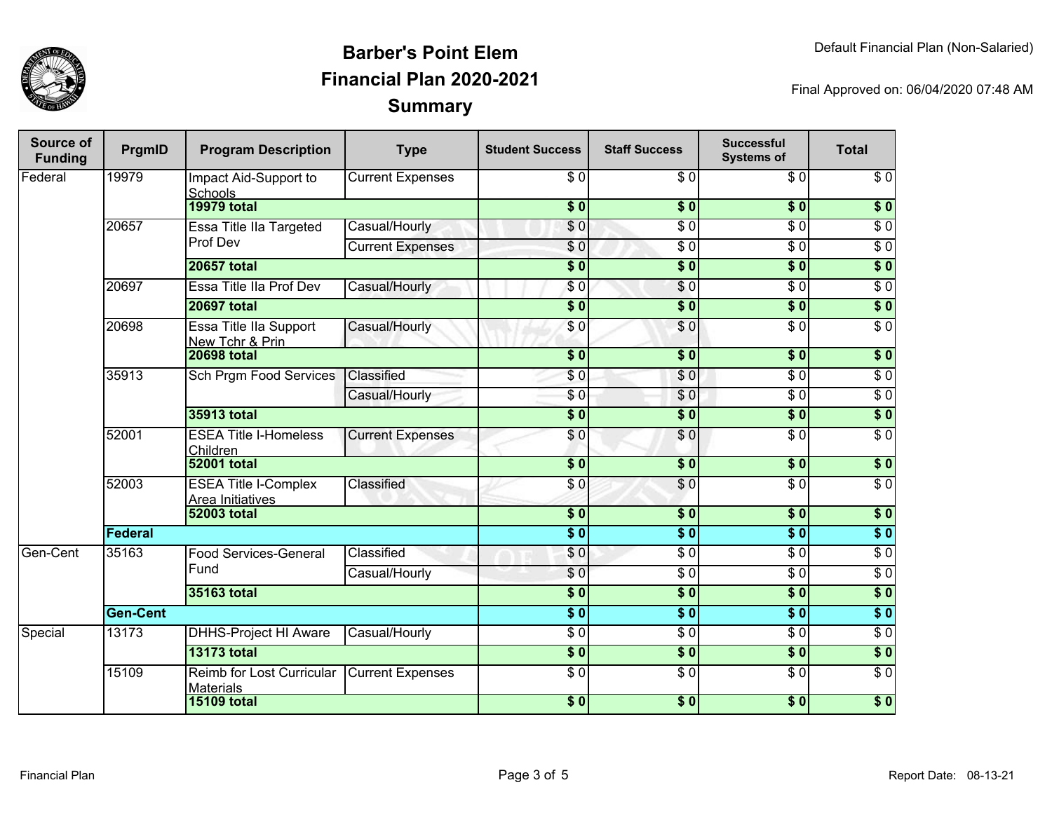# Barber's Point Elem
# Financial Plan 2020-2021
# Summary

Default Financial Plan (Non-Salaried)

Final Approved on: 06/04/2020 07:48 AM

| Source of Funding | PrgmID | Program Description | Type | Student Success | Staff Success | Successful Systems of | Total |
|---|---|---|---|---|---|---|---|
| Federal | 19979 | Impact Aid-Support to Schools | Current Expenses | $ 0 | $ 0 | $ 0 | $ 0 |
| | | **19979 total** | | **$ 0** | **$ 0** | **$ 0** | **$ 0** |
| | 20657 | Essa Title IIa Targeted Prof Dev | Casual/Hourly | $ 0 | $ 0 | $ 0 | $ 0 |
| | | | Current Expenses | $ 0 | $ 0 | $ 0 | $ 0 |
| | | **20657 total** | | **$ 0** | **$ 0** | **$ 0** | **$ 0** |
| | 20697 | Essa Title IIa Prof Dev | Casual/Hourly | $ 0 | $ 0 | $ 0 | $ 0 |
| | | **20697 total** | | **$ 0** | **$ 0** | **$ 0** | **$ 0** |
| | 20698 | Essa Title IIa Support New Tchr & Prin | Casual/Hourly | $ 0 | $ 0 | $ 0 | $ 0 |
| | | **20698 total** | | **$ 0** | **$ 0** | **$ 0** | **$ 0** |
| | 35913 | Sch Prgm Food Services | Classified | $ 0 | $ 0 | $ 0 | $ 0 |
| | | | Casual/Hourly | $ 0 | $ 0 | $ 0 | $ 0 |
| | | **35913 total** | | **$ 0** | **$ 0** | **$ 0** | **$ 0** |
| | 52001 | ESEA Title I-Homeless Children | Current Expenses | $ 0 | $ 0 | $ 0 | $ 0 |
| | | **52001 total** | | **$ 0** | **$ 0** | **$ 0** | **$ 0** |
| | 52003 | ESEA Title I-Complex Area Initiatives | Classified | $ 0 | $ 0 | $ 0 | $ 0 |
| | | **52003 total** | | **$ 0** | **$ 0** | **$ 0** | **$ 0** |
| | **Federal** | | | **$ 0** | **$ 0** | **$ 0** | **$ 0** |
| Gen-Cent | 35163 | Food Services-General Fund | Classified | $ 0 | $ 0 | $ 0 | $ 0 |
| | | | Casual/Hourly | $ 0 | $ 0 | $ 0 | $ 0 |
| | | **35163 total** | | **$ 0** | **$ 0** | **$ 0** | **$ 0** |
| | **Gen-Cent** | | | **$ 0** | **$ 0** | **$ 0** | **$ 0** |
| Special | 13173 | DHHS-Project HI Aware | Casual/Hourly | $ 0 | $ 0 | $ 0 | $ 0 |
| | | **13173 total** | | **$ 0** | **$ 0** | **$ 0** | **$ 0** |
| | 15109 | Reimb for Lost Curricular Materials | Current Expenses | $ 0 | $ 0 | $ 0 | $ 0 |
| | | **15109 total** | | **$ 0** | **$ 0** | **$ 0** | **$ 0** |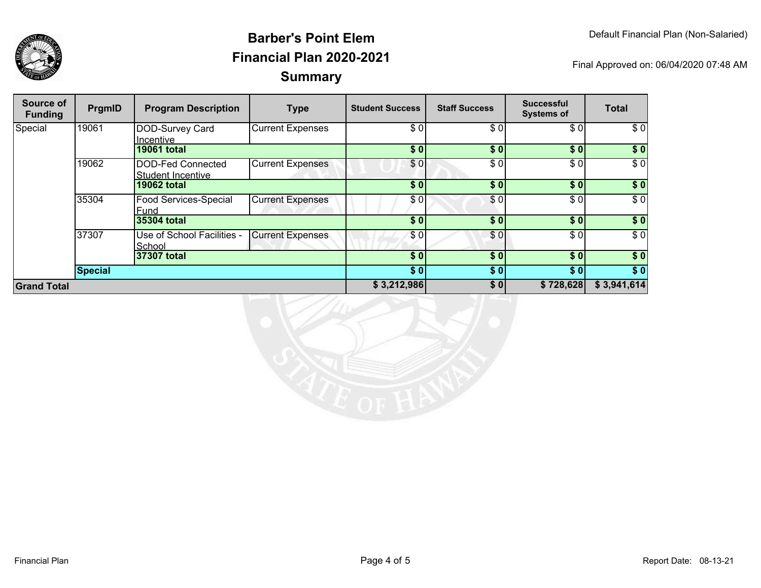# Barber's Point Elem
# Financial Plan 2020-2021
# Summary

Default Financial Plan (Non-Salaried)

Final Approved on: 06/04/2020 07:48 AM

| Source of Funding | PrgmID | Program Description | Type | Student Success | Staff Success | Successful Systems of | Total |
|---|---|---|---|---|---|---|---|
| Special | 19061 | DOD-Survey Card Incentive | Current Expenses | $ 0 | $ 0 | $ 0 | $ 0 |
| | | **19061 total** | | **$ 0** | **$ 0** | **$ 0** | **$ 0** |
| | 19062 | DOD-Fed Connected Student Incentive | Current Expenses | $ 0 | $ 0 | $ 0 | $ 0 |
| | | **19062 total** | | **$ 0** | **$ 0** | **$ 0** | **$ 0** |
| | 35304 | Food Services-Special Fund | Current Expenses | $ 0 | $ 0 | $ 0 | $ 0 |
| | | **35304 total** | | **$ 0** | **$ 0** | **$ 0** | **$ 0** |
| | 37307 | Use of School Facilities - School | Current Expenses | $ 0 | $ 0 | $ 0 | $ 0 |
| | | **37307 total** | | **$ 0** | **$ 0** | **$ 0** | **$ 0** |
| | **Special** | | | **$ 0** | **$ 0** | **$ 0** | **$ 0** |
| **Grand Total** | | | | **$ 3,212,986** | **$ 0** | **$ 728,628** | **$ 3,941,614** |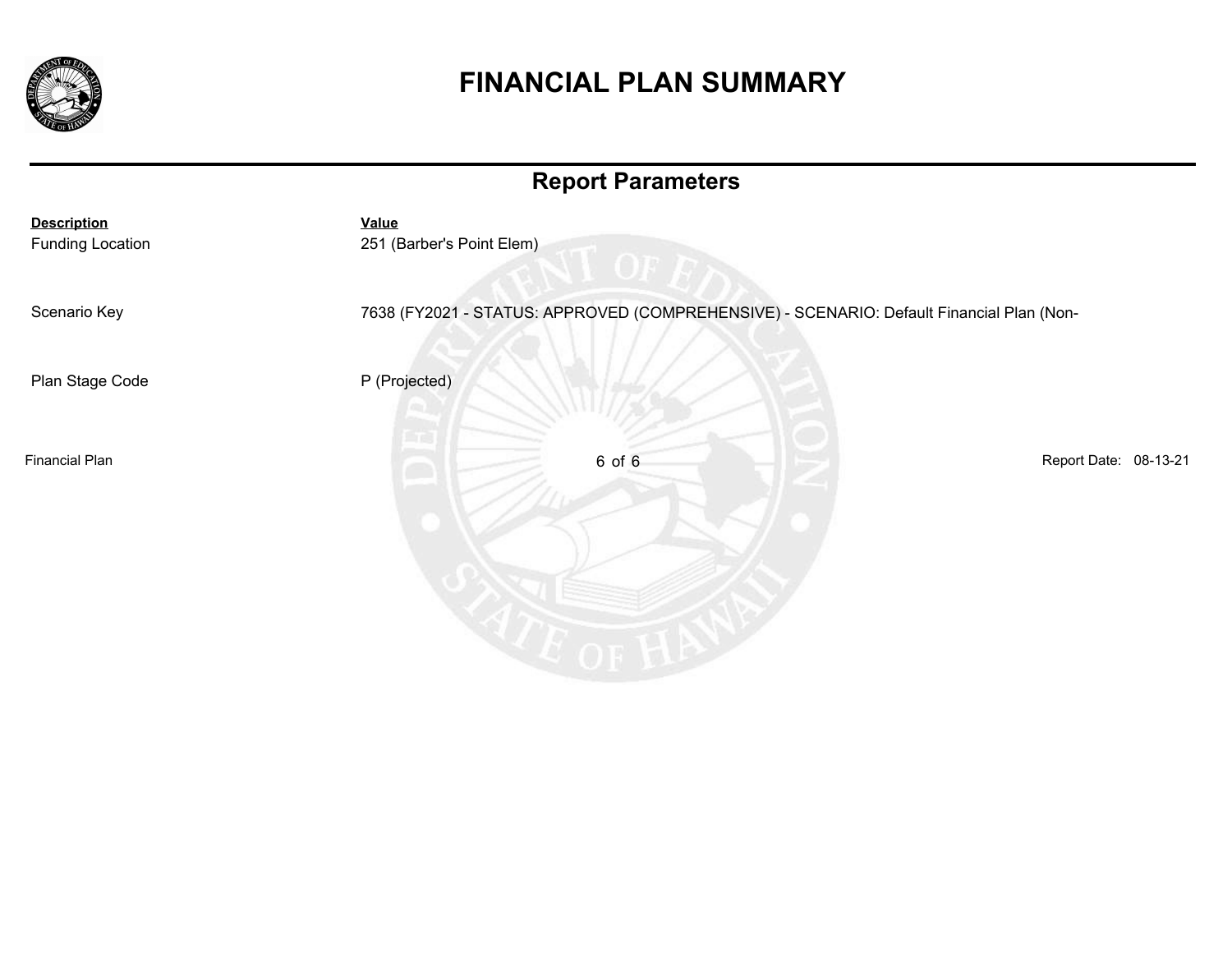# FINANCIAL PLAN SUMMARY

## Report Parameters

| Description | Value |
|---|---|
| Funding Location | 251 (Barber's Point Elem) |
| Scenario Key | 7638 (FY2021 - STATUS: APPROVED (COMPREHENSIVE) - SCENARIO: Default Financial Plan (Non- |
| Plan Stage Code | P (Projected) |